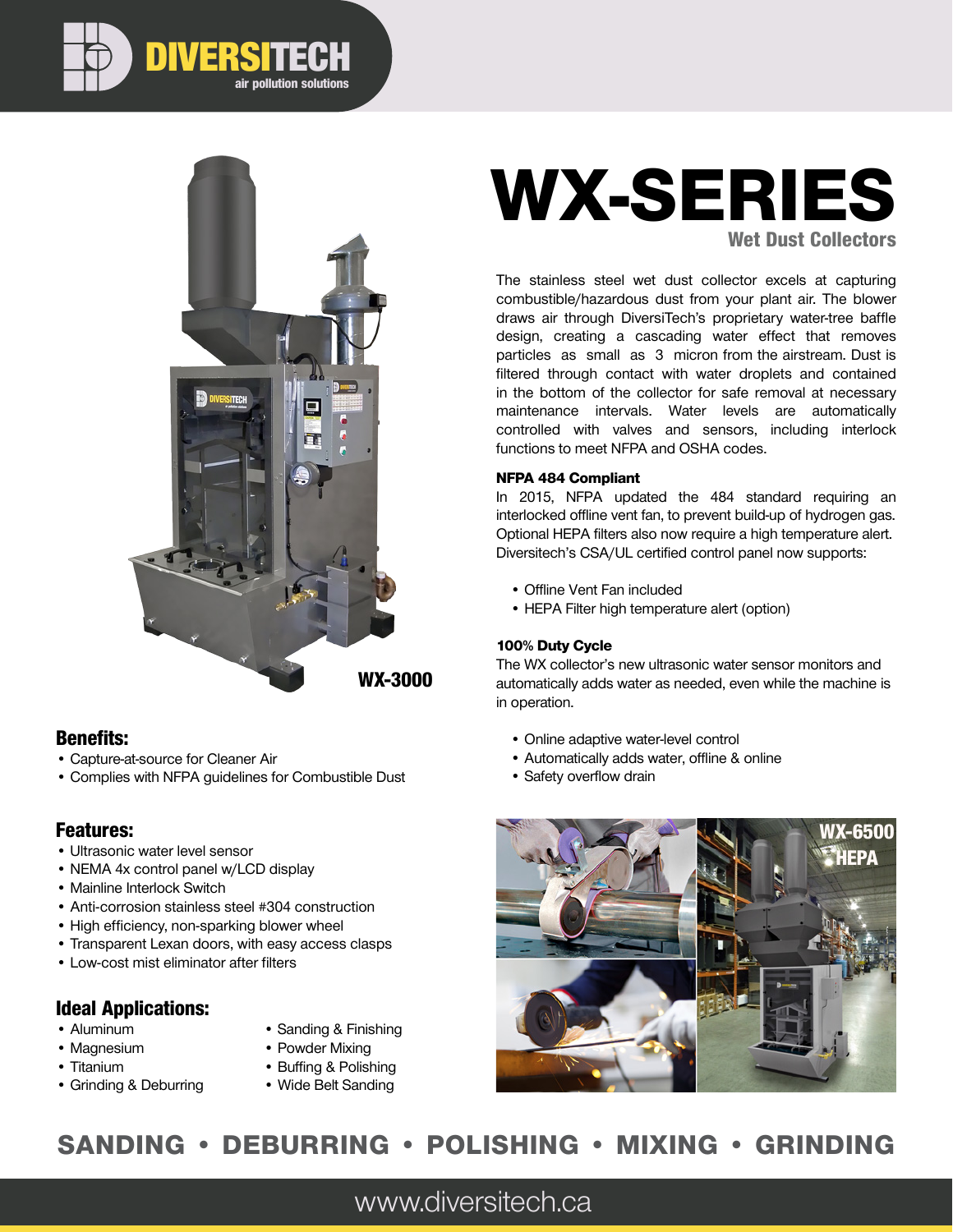DIVERSITECH
air pollution solutions

# WX-SERIES

## Wet Dust Collectors

The stainless steel wet dust collector excels at capturing combustible/hazardous dust from your plant air. The blower draws air through DiversiTech's proprietary water-tree baffle design, creating a cascading water effect that removes particles as small as 3 micron from the airstream. Dust is filtered through contact with water droplets and contained in the bottom of the collector for safe removal at necessary maintenance intervals. Water levels are automatically controlled with valves and sensors, including interlock functions to meet NFPA and OSHA codes.

**NFPA 484 Compliant**

In 2015, NFPA updated the 484 standard requiring an interlocked offline vent fan, to prevent build-up of hydrogen gas. Optional HEPA filters also now require a high temperature alert. Diversitech's CSA/UL certified control panel now supports:

- Offline Vent Fan included
- HEPA Filter high temperature alert (option)

**100% Duty Cycle**

The WX collector's new ultrasonic water sensor monitors and automatically adds water as needed, even while the machine is in operation.

- Online adaptive water-level control
- Automatically adds water, offline & online
- Safety overflow drain

WX-3000

WX-6500 HEPA

### Benefits:

- Capture-at-source for Cleaner Air
- Complies with NFPA guidelines for Combustible Dust

### Features:

- Ultrasonic water level sensor
- NEMA 4x control panel w/LCD display
- Mainline Interlock Switch
- Anti-corrosion stainless steel #304 construction
- High efficiency, non-sparking blower wheel
- Transparent Lexan doors, with easy access clasps
- Low-cost mist eliminator after filters

### Ideal Applications:

- Aluminum
- Magnesium
- Titanium
- Grinding & Deburring
- Sanding & Finishing
- Powder Mixing
- Buffing & Polishing
- Wide Belt Sanding

**SANDING • DEBURRING • POLISHING • MIXING • GRINDING**

www.diversitech.ca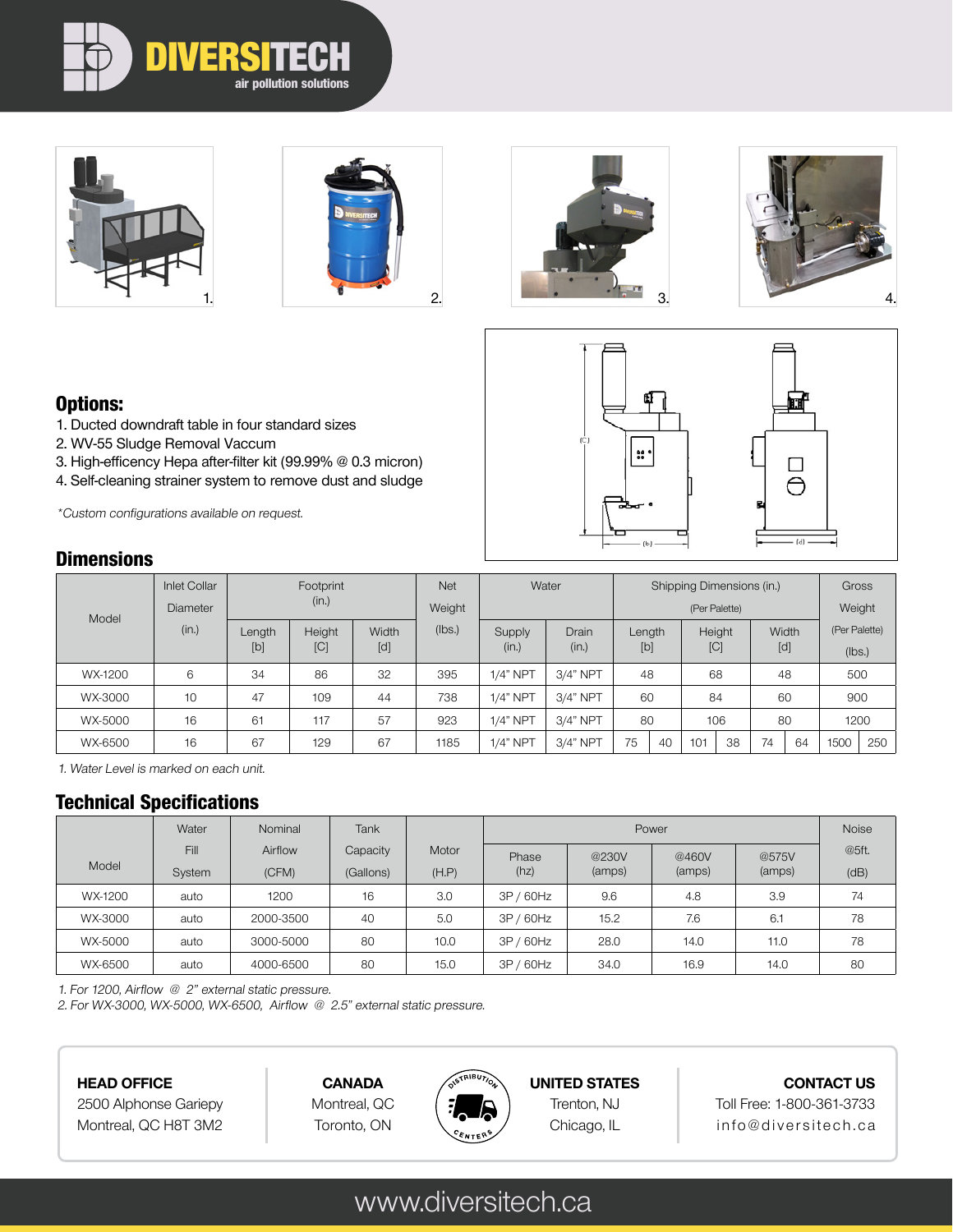1.

2.

3.

4.

## Options:

1. Ducted downdraft table in four standard sizes
2. WV-55 Sludge Removal Vaccum
3. High-efficency Hepa after-filter kit (99.99% @ 0.3 micron)
4. Self-cleaning strainer system to remove dust and sludge

*Custom configurations available on request.*

[C]

[b]

[d]

## Dimensions

| Model | Inlet Collar Diameter (in.) | Footprint (in.) | | | Net Weight (lbs.) | Water | | Shipping Dimensions (in.) (Per Palette) | | | | | | Gross Weight (Per Palette) (lbs.) | |
|---|---|---|---|---|---|---|---|---|---|---|---|---|---|---|---|
| | | Length [b] | Height [C] | Width [d] | | Supply (in.) | Drain (in.) | Length [b] | | Height [C] | | Width [d] | | | |
| WX-1200 | 6 | 34 | 86 | 32 | 395 | 1/4" NPT | 3/4" NPT | 48 | | 68 | | 48 | | 500 | |
| WX-3000 | 10 | 47 | 109 | 44 | 738 | 1/4" NPT | 3/4" NPT | 60 | | 84 | | 60 | | 900 | |
| WX-5000 | 16 | 61 | 117 | 57 | 923 | 1/4" NPT | 3/4" NPT | 80 | | 106 | | 80 | | 1200 | |
| WX-6500 | 16 | 67 | 129 | 67 | 1185 | 1/4" NPT | 3/4" NPT | 75 | 40 | 101 | 38 | 74 | 64 | 1500 | 250 |

*1. Water Level is marked on each unit.*

## Technical Specifications

| Model | Water Fill System | Nominal Airflow (CFM) | Tank Capacity (Gallons) | Motor (H.P) | Power | | | | Noise @5ft. (dB) |
|---|---|---|---|---|---|---|---|---|---|
| | | | | | Phase (hz) | @230V (amps) | @460V (amps) | @575V (amps) | |
| WX-1200 | auto | 1200 | 16 | 3.0 | 3P / 60Hz | 9.6 | 4.8 | 3.9 | 74 |
| WX-3000 | auto | 2000-3500 | 40 | 5.0 | 3P / 60Hz | 15.2 | 7.6 | 6.1 | 78 |
| WX-5000 | auto | 3000-5000 | 80 | 10.0 | 3P / 60Hz | 28.0 | 14.0 | 11.0 | 78 |
| WX-6500 | auto | 4000-6500 | 80 | 15.0 | 3P / 60Hz | 34.0 | 16.9 | 14.0 | 80 |

*1. For 1200, Airflow @ 2" external static pressure.*
*2. For WX-3000, WX-5000, WX-6500, Airflow @ 2.5" external static pressure.*

**HEAD OFFICE**
2500 Alphonse Gariepy
Montreal, QC H8T 3M2

**CANADA**
Montreal, QC
Toronto, ON

DISTRIBUTION CENTERS

**UNITED STATES**
Trenton, NJ
Chicago, IL

**CONTACT US**
Toll Free: 1-800-361-3733
info@diversitech.ca

www.diversitech.ca